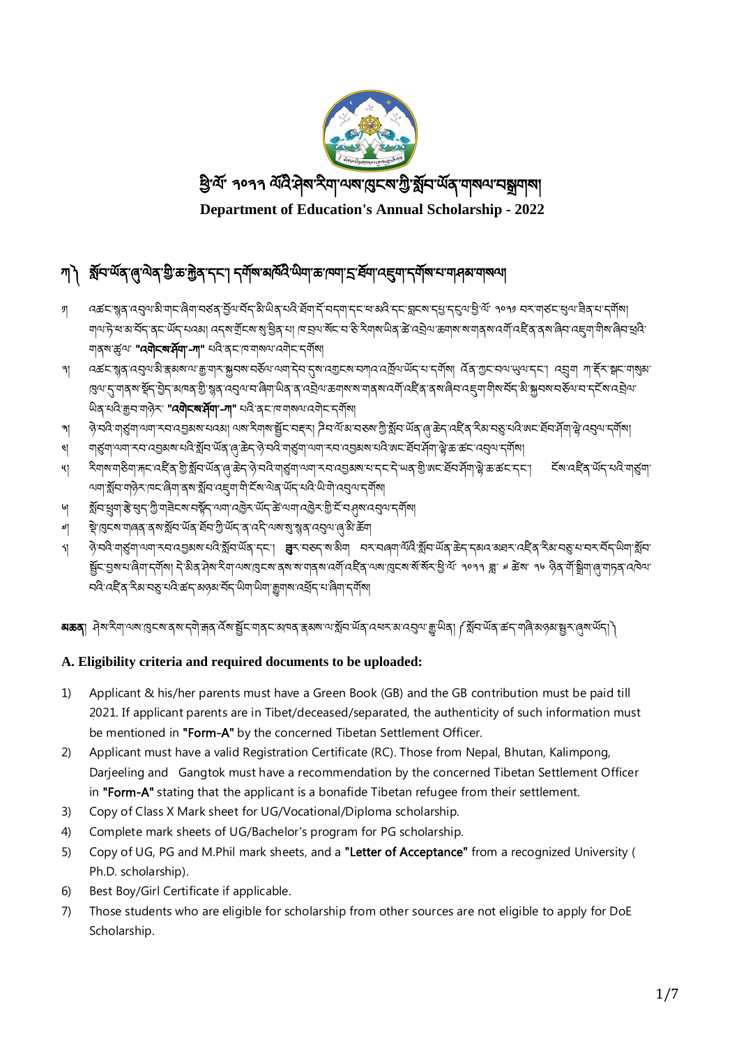# ཕྱི་ལོ་ ༢༠༢༢ ལོའི་ཤེས་རིག་ལས་ཁུངས་ཀྱི་སློབ་ཡོན་གསལ་བསྒྲགས།

**Department of Education's Annual Scholarship - 2022**

## ཀ༽ སློབ་ཡོན་ཞུ་ལེན་གྱི་ཆ་རྐྱེན་དང་། དགོས་མཁོའི་ཡིག་ཆ་ཁག་ཇ་ཐོག་འཇུག་དགོས་པ་གཤམ་གསལ།

༡། འཚང་སྙན་འབུལ་མི་གང་ཞིག་བཙན་བྱོལ་བོད་མི་ཡིན་པའི་ཐོག་ཇོ་བདག་དང་ཕ་མའི་དང་བླངས་དཔྱ་དངུལ་གྱི་ལོ་ ༢༠༢༡ བར་གཙང་ཕྱལ་ཟིན་པ་དགོས། གལ་ཏེ་ཕ་མ་བོད་ནང་ཡོད་པའམ། འདས་གྲོངས་སུ་ཕྱིན་པ། ཁ་བྲལ་སོང་བ་ཅི་རིགས་ཡིན་ཚེ་འབྲེལ་ཆགས་ས་གནས་འགོ་འཛིན་ནས་ཞིབ་འཇུག་གིས་ཞིབ་ཕྲའི་གནས་ཚུལ་ **"འགེངས་ཤོག་-ཀ"** པའི་ནང་ཁ་གསལ་འགོད་དགོས།

༢། འཚང་སྙན་འབུལ་མི་རྣམས་ལ་རྒྱ་གར་སྐྱབས་བཅོལ་ལག་དེབ་དུས་འགྱངས་མ་བཀའ་འཁོལ་ཡོད་པ་དགོས། བལ་ཡུལ་དང་། འབྲུག ཀ་སྦུག དར་རྗེ་གླིང་། སྒང་ཏོག་བཅས་ནས་ཡིན་ན་འབྲེལ་ཆགས་ས་གནས་འགོ་འཛིན་ནས་ཞིབ་འཇུག་གིས་བོད་མི་སྐྱབས་བཅོལ་བ་ངོས་འཛིན་ཡིན་པའི་རྒྱབ་གཉེར་ **"འགེངས་ཤོག་-ཀ"** པའི་ནང་ཁ་གསལ་འགོད་དགོས།

༣། ཉེ་བའི་གཙུག་ལག་རབ་འབྱམས་པའམ། ལས་རིགས་སྦྱོང་བརྡར། དེབ་ཐོ་མ་བཅས་ཀྱི་སློབ་ཡོན་ཞུ་ཆེད་འཛིན་རིམ་བཅུ་པའི་མང་ཐོབ་གྲོགས་ཤོག་འབུལ་དགོས།

༤། གཙུག་ལག་རབ་འབྱམས་པའི་སློབ་ཡོན་ཞུ་ཆེད་ཉེ་བའི་གཙུག་ལག་རབ་འབྱམས་པའི་མང་ཐོབ་གྲོགས་ཤོག་ཆ་ཚང་འབུལ་དགོས།

༥། རིགས་གཅིག་རྗེས་གྱི་སློབ་ཡོན་ཞུ་ཆེད་ཉེ་བའི་གཙུག་ལག་རབ་འབྱམས་པ་དང་དེ་ཡན་གྱི་མང་ཐོབ་གྲོགས་ཤོག་ཆ་ཚང་དང་། ངོས་འཛིན་ཡོད་པའི་གཙུག་ལག་སློབ་གཉེར་ཁང་ཞིག་ནས་སློབ་འཇུག་གི་ངོས་ལེན་ཡོད་པའི་ཡི་གེ་འབུལ་དགོས།

༦། སློབ་ཕྲུག་རྩེ་ཕུད་ཀྱི་གཟེངས་བསྟོད་ལག་འཁྱེར་ཡོད་ཚེ་ལག་འཁྱེར་གྱི་ངོ་བཤུས་འབུལ་དགོས།

༧། ཕྱི་ཁུངས་གཞན་ནས་སློབ་ཡོན་ཐོབ་ཀྱི་ཡོད་ན་འདི་ལས་སུ་སྙན་འབུལ་ཞུ་མི་ཆོག

༨། ཉེ་བའི་གཙུག་ལག་རབ་འབྱམས་པའི་སློབ་ཡོན་དང་། **ཐུར་**བཅད་ས་མིག བར་བཞག་ལོའི་སློབ་ཡོན་ཞུ་ཆེད་དམའ་མཐར་འཛིན་རིམ་བཅུ་པ་བར་བོད་ཡིག་སློབ་སྦྱོང་བྱས་པ་ཞིག་དགོས། དེ་མིན་ཤེས་རིག་ལས་ཁུངས་ནས་ས་གནས་འགོ་འཛིན་ལས་ཁུངས་སོ་སོར་ཕྱི་ལོ་ ༢༠༢༡ ཟླ་ ༤ ཚེས་ ༡༦ ཉིན་གོ་སྒྲིག་ཞུ་གནང་འཕེལ་བའི་འཛིན་རིམ་བཅུ་པའི་ཚད་མཉམ་བོད་ཡིག་ཡིག་རྒྱུགས་འཛོད་པ་ཞིག་དགོས།

**མཆན།** ཤེས་རིག་ལས་ཁུངས་ནས་དགེ་རྒན་འོས་སྦྱོང་གནང་མཁན་རྣམས་ལ་སློབ་ཡོན་འཕར་མ་འབུལ་རྒྱུ་ཡིན། ༼སློབ་ཡོན་ཚད་གཞི་མཉམ་སྦྱར་ཞུས་ཡོད།༽

### A. Eligibility criteria and required documents to be uploaded:

1) Applicant & his/her parents must have a Green Book (GB) and the GB contribution must be paid till 2021. If applicant parents are in Tibet/deceased/separated, the authenticity of such information must be mentioned in **"Form-A"** by the concerned Tibetan Settlement Officer.
2) Applicant must have a valid Registration Certificate (RC). Those from Nepal, Bhutan, Kalimpong, Darjeeling and Gangtok must have a recommendation by the concerned Tibetan Settlement Officer in **"Form-A"** stating that the applicant is a bonafide Tibetan refugee from their settlement.
3) Copy of Class X Mark sheet for UG/Vocational/Diploma scholarship.
4) Complete mark sheets of UG/Bachelor's program for PG scholarship.
5) Copy of UG, PG and M.Phil mark sheets, and a **"Letter of Acceptance"** from a recognized University ( Ph.D. scholarship).
6) Best Boy/Girl Certificate if applicable.
7) Those students who are eligible for scholarship from other sources are not eligible to apply for DoE Scholarship.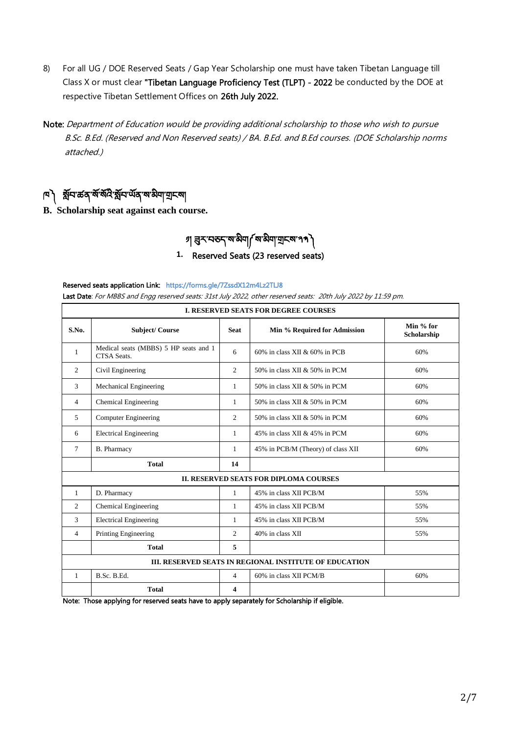8) For all UG / DOE Reserved Seats / Gap Year Scholarship one must have taken Tibetan Language till Class X or must clear **"Tibetan Language Proficiency Test (TLPT) - 2022** be conducted by the DOE at respective Tibetan Settlement Offices on **26th July 2022.**

**Note:** *Department of Education would be providing additional scholarship to those who wish to pursue B.Sc. B.Ed. (Reserved and Non Reserved seats) / BA. B.Ed. and B.Ed courses. (DOE Scholarship norms attached.)*

## ཁ། སློབ་ཚན་སོ་སོའི་སློབ་ཡོན་ས་མིག་གྲངས།

## B. Scholarship seat against each course.

### ཀ། ཟུར་བཅད་ས་མིག (ས་མིག་གྲངས་༢༣)

### 1. Reserved Seats (23 reserved seats)

**Reserved seats application Link:** https://forms.gle/7ZssdX12m4Lz2TLJ8

**Last Date**: *For MBBS and Engg reserved seats: 31st July 2022, other reserved seats: 20th July 2022 by 11:59 pm.*

| S.No. | Subject/ Course | Seat | Min % Required for Admission | Min % for Scholarship |
|---|---|---|---|---|
| **I. RESERVED SEATS FOR DEGREE COURSES** | | | | |
| 1 | Medical seats (MBBS) 5 HP seats and 1 CTSA Seats. | 6 | 60% in class XII & 60% in PCB | 60% |
| 2 | Civil Engineering | 2 | 50% in class XII & 50% in PCM | 60% |
| 3 | Mechanical Engineering | 1 | 50% in class XII & 50% in PCM | 60% |
| 4 | Chemical Engineering | 1 | 50% in class XII & 50% in PCM | 60% |
| 5 | Computer Engineering | 2 | 50% in class XII & 50% in PCM | 60% |
| 6 | Electrical Engineering | 1 | 45% in class XII & 45% in PCM | 60% |
| 7 | B. Pharmacy | 1 | 45% in PCB/M (Theory) of class XII | 60% |
| | **Total** | **14** | | |
| **II. RESERVED SEATS FOR DIPLOMA COURSES** | | | | |
| 1 | D. Pharmacy | 1 | 45% in class XII PCB/M | 55% |
| 2 | Chemical Engineering | 1 | 45% in class XII PCB/M | 55% |
| 3 | Electrical Engineering | 1 | 45% in class XII PCB/M | 55% |
| 4 | Printing Engineering | 2 | 40% in class XII | 55% |
| | **Total** | **5** | | |
| **III. RESERVED SEATS IN REGIONAL INSTITUTE OF EDUCATION** | | | | |
| 1 | B.Sc. B.Ed. | 4 | 60% in class XII PCM/B | 60% |
| | **Total** | **4** | | |

**Note: Those applying for reserved seats have to apply separately for Scholarship if eligible.**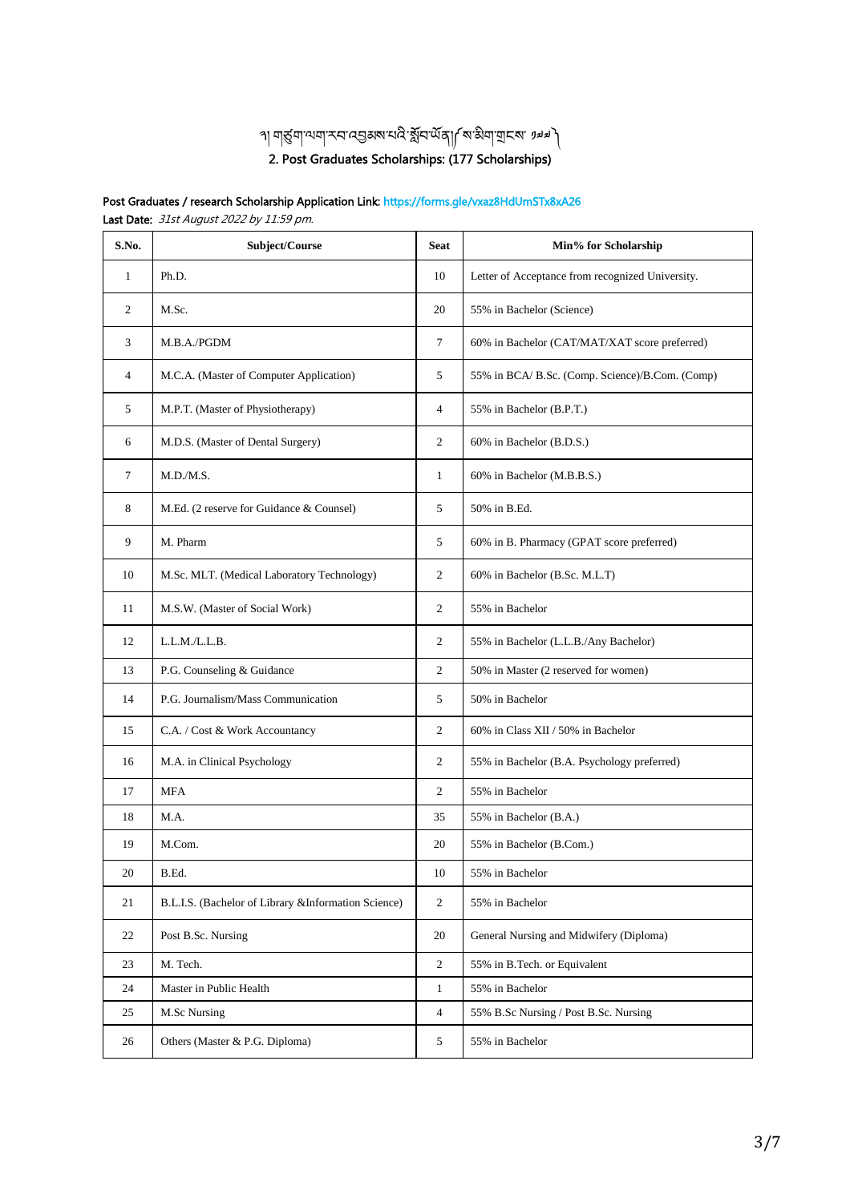## ༢། གཙུག་ལག་རབ་འབྱམས་པའི་སློབ་ཡོན། (ས་མིག་གྲངས་ ༡༧༧ )

## 2. Post Graduates Scholarships: (177 Scholarships)

**Post Graduates / research Scholarship Application Link:** https://forms.gle/vxaz8HdUmSTx8xA26

**Last Date:** *31st August 2022 by 11:59 pm.*

| S.No. | Subject/Course | Seat | Min% for Scholarship |
|---|---|---|---|
| 1 | Ph.D. | 10 | Letter of Acceptance from recognized University. |
| 2 | M.Sc. | 20 | 55% in Bachelor (Science) |
| 3 | M.B.A./PGDM | 7 | 60% in Bachelor (CAT/MAT/XAT score preferred) |
| 4 | M.C.A. (Master of Computer Application) | 5 | 55% in BCA/ B.Sc. (Comp. Science)/B.Com. (Comp) |
| 5 | M.P.T. (Master of Physiotherapy) | 4 | 55% in Bachelor (B.P.T.) |
| 6 | M.D.S. (Master of Dental Surgery) | 2 | 60% in Bachelor (B.D.S.) |
| 7 | M.D./M.S. | 1 | 60% in Bachelor (M.B.B.S.) |
| 8 | M.Ed. (2 reserve for Guidance & Counsel) | 5 | 50% in B.Ed. |
| 9 | M. Pharm | 5 | 60% in B. Pharmacy (GPAT score preferred) |
| 10 | M.Sc. MLT. (Medical Laboratory Technology) | 2 | 60% in Bachelor (B.Sc. M.L.T) |
| 11 | M.S.W. (Master of Social Work) | 2 | 55% in Bachelor |
| 12 | L.L.M./L.L.B. | 2 | 55% in Bachelor (L.L.B./Any Bachelor) |
| 13 | P.G. Counseling & Guidance | 2 | 50% in Master (2 reserved for women) |
| 14 | P.G. Journalism/Mass Communication | 5 | 50% in Bachelor |
| 15 | C.A. / Cost & Work Accountancy | 2 | 60% in Class XII / 50% in Bachelor |
| 16 | M.A. in Clinical Psychology | 2 | 55% in Bachelor (B.A. Psychology preferred) |
| 17 | MFA | 2 | 55% in Bachelor |
| 18 | M.A. | 35 | 55% in Bachelor (B.A.) |
| 19 | M.Com. | 20 | 55% in Bachelor (B.Com.) |
| 20 | B.Ed. | 10 | 55% in Bachelor |
| 21 | B.L.I.S. (Bachelor of Library &Information Science) | 2 | 55% in Bachelor |
| 22 | Post B.Sc. Nursing | 20 | General Nursing and Midwifery (Diploma) |
| 23 | M. Tech. | 2 | 55% in B.Tech. or Equivalent |
| 24 | Master in Public Health | 1 | 55% in Bachelor |
| 25 | M.Sc Nursing | 4 | 55% B.Sc Nursing / Post B.Sc. Nursing |
| 26 | Others (Master & P.G. Diploma) | 5 | 55% in Bachelor |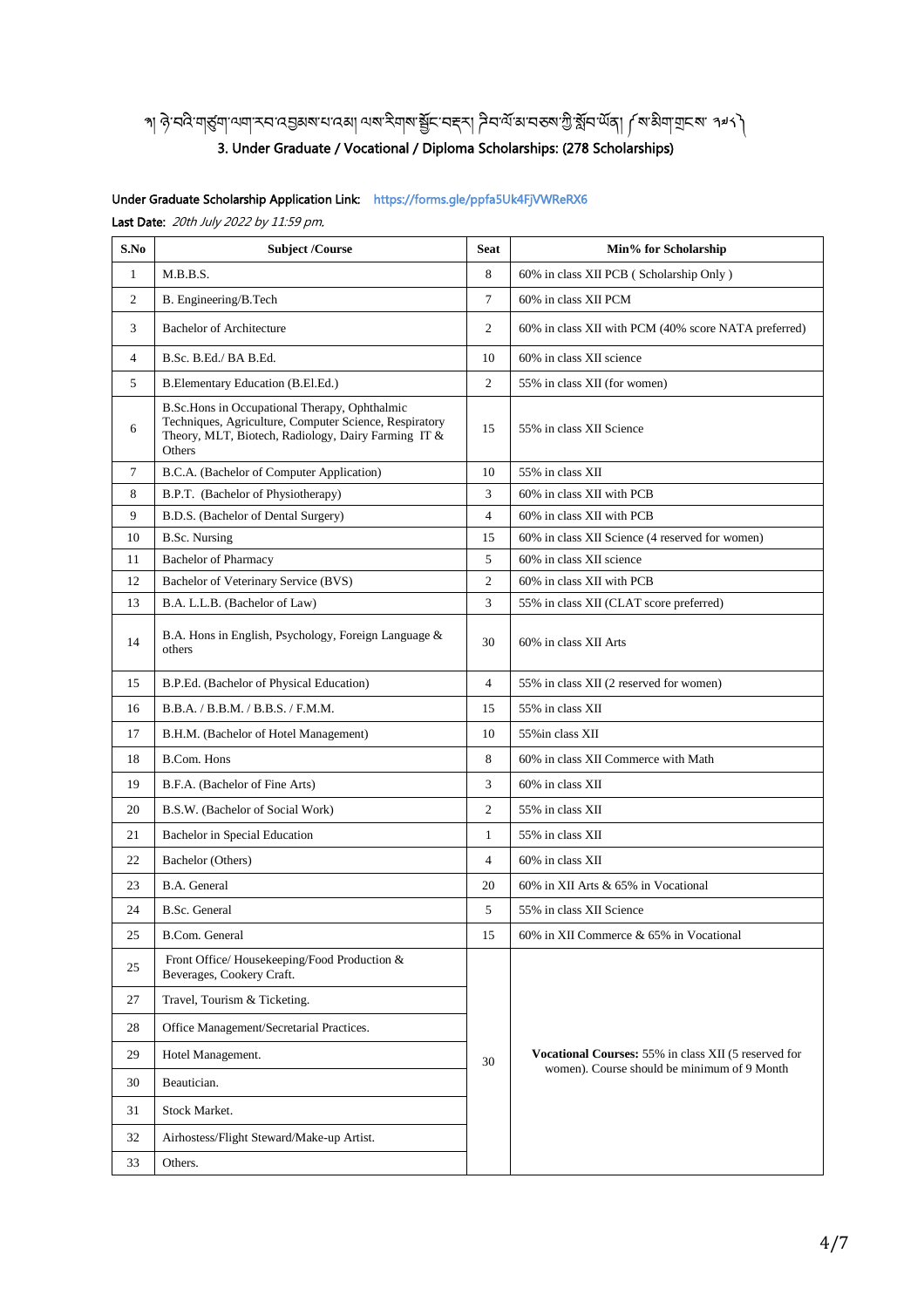# ༄། ཞི་བའི་གཙུག་ལག་རབ་འབྱམས་པའམ། ལས་རིགས་སྦྱོང་བརྡར། ཌིབ་ལོ་མ་བཅས་ཀྱི་སློབ་ཡོན། (ས་མིག་གྲངས་ ༢༧༨)

## 3. Under Graduate / Vocational / Diploma Scholarships: (278 Scholarships)

**Under Graduate Scholarship Application Link:** https://forms.gle/ppfa5Uk4FjVWReRX6

**Last Date:** *20th July 2022 by 11:59 pm.*

| S.No | Subject /Course | Seat | Min% for Scholarship |
|---|---|---|---|
| 1 | M.B.B.S. | 8 | 60% in class XII PCB ( Scholarship Only ) |
| 2 | B. Engineering/B.Tech | 7 | 60% in class XII PCM |
| 3 | Bachelor of Architecture | 2 | 60% in class XII with PCM (40% score NATA preferred) |
| 4 | B.Sc. B.Ed./ BA B.Ed. | 10 | 60% in class XII science |
| 5 | B.Elementary Education (B.El.Ed.) | 2 | 55% in class XII (for women) |
| 6 | B.Sc.Hons in Occupational Therapy, Ophthalmic Techniques, Agriculture, Computer Science, Respiratory Theory, MLT, Biotech, Radiology, Dairy Farming IT & Others | 15 | 55% in class XII Science |
| 7 | B.C.A. (Bachelor of Computer Application) | 10 | 55% in class XII |
| 8 | B.P.T. (Bachelor of Physiotherapy) | 3 | 60% in class XII with PCB |
| 9 | B.D.S. (Bachelor of Dental Surgery) | 4 | 60% in class XII with PCB |
| 10 | B.Sc. Nursing | 15 | 60% in class XII Science (4 reserved for women) |
| 11 | Bachelor of Pharmacy | 5 | 60% in class XII science |
| 12 | Bachelor of Veterinary Service (BVS) | 2 | 60% in class XII with PCB |
| 13 | B.A. L.L.B. (Bachelor of Law) | 3 | 55% in class XII (CLAT score preferred) |
| 14 | B.A. Hons in English, Psychology, Foreign Language & others | 30 | 60% in class XII Arts |
| 15 | B.P.Ed. (Bachelor of Physical Education) | 4 | 55% in class XII (2 reserved for women) |
| 16 | B.B.A. / B.B.M. / B.B.S. / F.M.M. | 15 | 55% in class XII |
| 17 | B.H.M. (Bachelor of Hotel Management) | 10 | 55%in class XII |
| 18 | B.Com. Hons | 8 | 60% in class XII Commerce with Math |
| 19 | B.F.A. (Bachelor of Fine Arts) | 3 | 60% in class XII |
| 20 | B.S.W. (Bachelor of Social Work) | 2 | 55% in class XII |
| 21 | Bachelor in Special Education | 1 | 55% in class XII |
| 22 | Bachelor (Others) | 4 | 60% in class XII |
| 23 | B.A. General | 20 | 60% in XII Arts & 65% in Vocational |
| 24 | B.Sc. General | 5 | 55% in class XII Science |
| 25 | B.Com. General | 15 | 60% in XII Commerce & 65% in Vocational |
| 25 | Front Office/ Housekeeping/Food Production & Beverages, Cookery Craft. | 30 | **Vocational Courses:** 55% in class XII (5 reserved for women). Course should be minimum of 9 Month |
| 27 | Travel, Tourism & Ticketing. | | |
| 28 | Office Management/Secretarial Practices. | | |
| 29 | Hotel Management. | | |
| 30 | Beautician. | | |
| 31 | Stock Market. | | |
| 32 | Airhostess/Flight Steward/Make-up Artist. | | |
| 33 | Others. | | |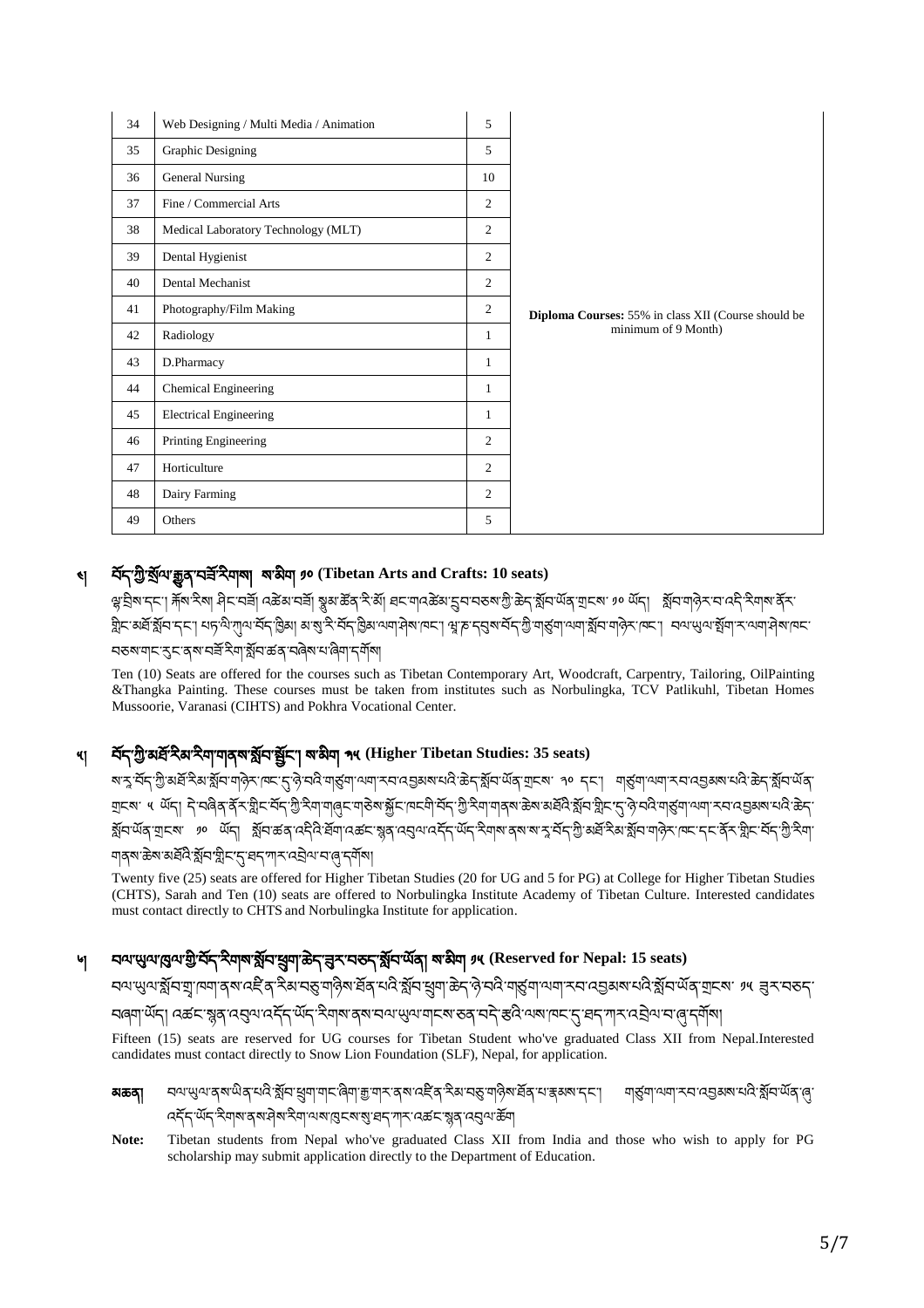| 34 | Web Designing / Multi Media / Animation | 5 | |
|---|---|---|---|
| 35 | Graphic Designing | 5 | |
| 36 | General Nursing | 10 | |
| 37 | Fine / Commercial Arts | 2 | |
| 38 | Medical Laboratory Technology (MLT) | 2 | |
| 39 | Dental Hygienist | 2 | |
| 40 | Dental Mechanist | 2 | |
| 41 | Photography/Film Making | 2 | **Diploma Courses:** 55% in class XII (Course should be minimum of 9 Month) |
| 42 | Radiology | 1 | |
| 43 | D.Pharmacy | 1 | |
| 44 | Chemical Engineering | 1 | |
| 45 | Electrical Engineering | 1 | |
| 46 | Printing Engineering | 2 | |
| 47 | Horticulture | 2 | |
| 48 | Dairy Farming | 2 | |
| 49 | Others | 5 | |

## ༤། བོད་ཀྱི་སྒྱུ་རྩལ་བཟོ་རིགས། ས་མིག ༡༠ (Tibetan Arts and Crafts: 10 seats)

ལྷ་བྲིས་དང་། ཀོས་རིས། ཤིང་བཟོ། འཚེམ་བཟོ། སྣུམ་ཚོན་རི་མོ། ཐང་ག་འཚེམ་དྲུབ་བཅས་ཀྱི་ཆེད་སློབ་ཡོན་གྲངས་ ༡༠ ཡོད། སློབ་གཉེར་བ་འདི་རིགས་ནོར་གླིང་མཐོ་སློབ་དང་། པད་ལི་ཀུལ་བོད་ཁྱིམ། མ་སུ་རི་བོད་ཁྱིམ་ལག་ཤེས་ཁང་། ཝ་ཎ་དྲུས་བོད་ཀྱི་གཙུག་ལག་སློབ་གཉེར་ཁང་། བལ་ཡུལ་ཕོ་ཁ་ར་ལག་ཤེས་ཁང་བཅས་གང་རུང་ནས་བཟོ་རིག་སློབ་ཚན་བཞིན་པ་ཞིག་དགོས།

Ten (10) Seats are offered for the courses such as Tibetan Contemporary Art, Woodcraft, Carpentry, Tailoring, OilPainting &Thangka Painting. These courses must be taken from institutes such as Norbulingka, TCV Patlikuhl, Tibetan Homes Mussoorie, Varanasi (CIHTS) and Pokhra Vocational Center.

## ༥། བོད་ཀྱི་མཐོ་རིམ་རིག་གནས་སློབ་སྦྱོང་། ས་མིག ༣༥ (Higher Tibetan Studies: 35 seats)

ས་ར་བོད་ཀྱི་མཐོ་རིམ་སློབ་གཉེར་ཁང་དུ་ཉེ་བའི་གཙུག་ལག་རབ་འབྱམས་པའི་ཆེད་སློབ་ཡོན་གྲངས་ ༢༠ དང་། གཙུག་ལག་རབ་འབྱམས་པའི་ཆེད་སློབ་ཡོན་གྲངས་ ༥ ཡོད། དེ་བཞིན་ནོར་གླིང་བོད་ཀྱི་རིག་གཞུང་གཅེས་སྐྱོང་ཁང་གི་བོད་ཀྱི་རིག་གནས་ཆེས་མཐོའི་སློབ་གླིང་དུ་ཉེ་བའི་གཙུག་ལག་རབ་འབྱམས་པའི་ཆེད་སློབ་ཡོན་གྲངས་ ༡༠ ཡོད། སློབ་ཚན་འདིའི་ཐོག་འཚང་སྙན་འབུལ་འདོད་ཡོད་རིགས་ནས་ས་ར་བོད་ཀྱི་མཐོ་རིམ་སློབ་གཉེར་ཁང་དང་ནོར་གླིང་བོད་ཀྱི་རིག་གནས་ཆེས་མཐོའི་སློབ་གླིང་དུ་ཐད་ཀར་འབྲེལ་བ་ཞུ་དགོས།

Twenty five (25) seats are offered for Higher Tibetan Studies (20 for UG and 5 for PG) at College for Higher Tibetan Studies (CHTS), Sarah and Ten (10) seats are offered to Norbulingka Institute Academy of Tibetan Culture. Interested candidates must contact directly to CHTS and Norbulingka Institute for application.

## ༦། བལ་ཡུལ་ཁུལ་གྱི་བོད་རིགས་སློབ་ཕྲུག་ཆེད་ཉར་བཅད་སློབ་ཡོན། ས་མིག ༡༥ (Reserved for Nepal: 15 seats)

བལ་ཡུལ་སློབ་གྲྭ་ཁག་ནས་འཛིན་རིམ་བཅུ་གཉིས་ཐོན་པའི་སློབ་ཕྲུག་ཆེད་ཉེ་བའི་གཙུག་ལག་རབ་འབྱམས་པའི་སློབ་ཡོན་གྲངས་ ༡༥ ཉར་བཅད་བཞག་ཡོད། འཚང་སྙན་འབུལ་འདོད་ཡོད་རིགས་ནས་བལ་ཡུལ་གངས་ཅན་བདེ་རྩའི་ལས་ཁང་དུ་ཐད་ཀར་འབྲེལ་བ་ཞུ་དགོས།

Fifteen (15) seats are reserved for UG courses for Tibetan Student who've graduated Class XII from Nepal.Interested candidates must contact directly to Snow Lion Foundation (SLF), Nepal, for application.

**མཆན།** བལ་ཡུལ་ནས་ཡིན་པའི་སློབ་ཕྲུག་གང་ཞིག་རྒྱ་གར་ནས་འཛིན་རིམ་བཅུ་གཉིས་ཐོན་པ་རྣམས་དང་། གཙུག་ལག་རབ་འབྱམས་པའི་སློབ་ཡོན་ཞུ་འདོད་ཡོད་རིགས་ནས་ཤེས་རིག་ལས་ཁུངས་སུ་ཐད་ཀར་འཚང་སྙན་འབུལ་ཆོག

**Note:** Tibetan students from Nepal who've graduated Class XII from India and those who wish to apply for PG scholarship may submit application directly to the Department of Education.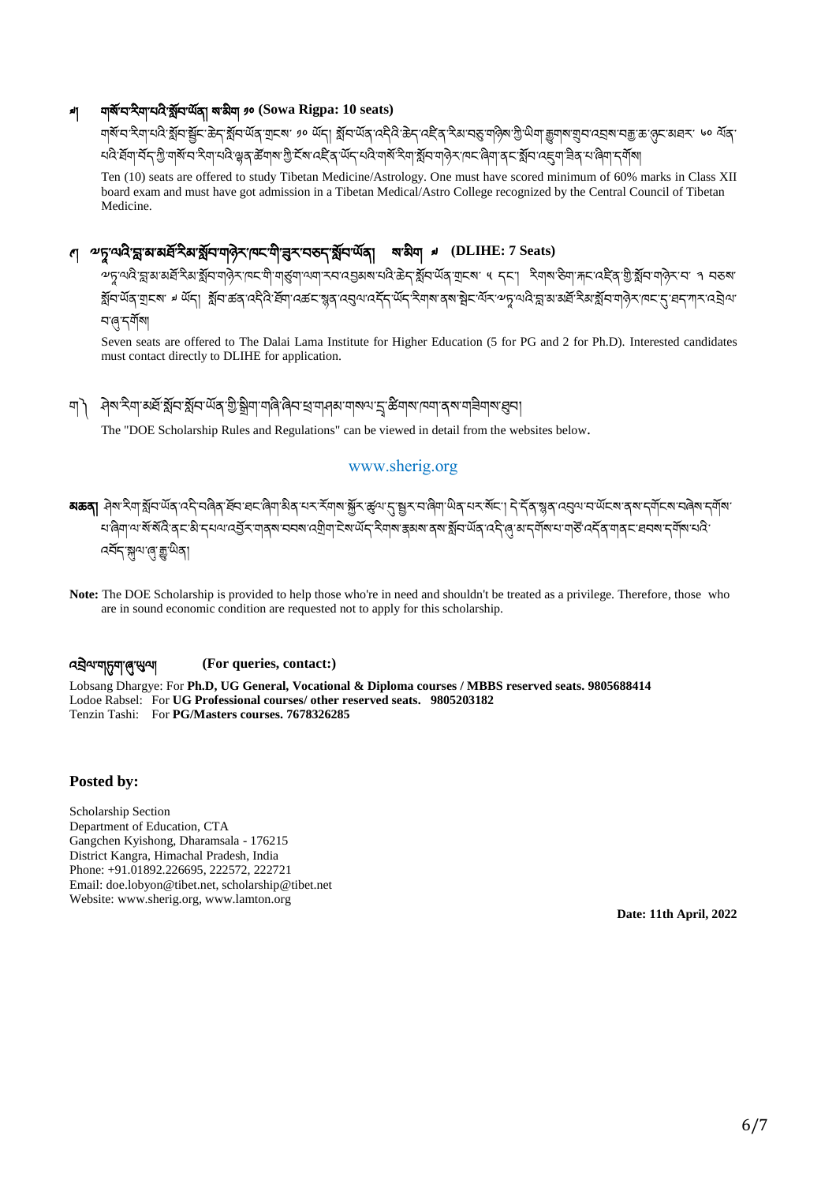**༩། གསོ་བ་རིག་པའི་སློབ་ཡོན། ས་མིག ༡༠ (Sowa Rigpa: 10 seats)**

གསོ་བ་རིག་པའི་སློབ་སྦྱོང་ཆེད་སློབ་ཡོན་གྲངས་ ༡༠ ཡོད། སློབ་ཡོན་འདིའི་ཆེད་འཛིན་རིམ་བཅུ་གཉིས་ཀྱི་ཡིག་རྒྱུགས་གྲུབ་འབྲས་བརྒྱ་ཆ་ཉུང་མཐར་ ༦༠ ཐོབ་པའི་ཐོག་བོད་ཀྱི་གསོ་བ་རིག་པའི་ལྷན་ཚོགས་ཀྱི་ངོས་འཛིན་ཡོད་པའི་གསོ་རིག་སློབ་གཉེར་ཁང་ཞིག་ནང་སློབ་འཇུག་ཐོབ་ཟིན་པ་ཞིག་དགོས།

Ten (10) seats are offered to study Tibetan Medicine/Astrology. One must have scored minimum of 60% marks in Class XII board exam and must have got admission in a Tibetan Medical/Astro College recognized by the Central Council of Tibetan Medicine.

## ༡༠། ཏཱ་ལའི་བླ་མ་མཐོ་རིམ་སློབ་གཉེར་ཁང་གི་བྱུར་བཅད་སློབ་ཡོན། ས་མིག ༧ (DLIHE: 7 Seats)

ཏཱ་ལའི་བླ་མ་མཐོ་རིམ་སློབ་གཉེར་ཁང་གི་གཙུག་ལག་རབ་འབྱམས་པའི་ཆེད་སློབ་ཡོན་གྲངས་ ༥ དང་། རིགས་ཚིག་ཀུང་འཛིན་གྱི་སློབ་གཉེར་བ་ ༢ བཅས་སློབ་ཡོན་གྲངས་ ༧ ཡོད། སློབ་ཚན་འདིའི་ཐོག་འཚང་སྣོན་འབུལ་འདོད་ཡོད་རིགས་ནས་ཐད་ཀར་ཏཱ་ལའི་བླ་མ་མཐོ་རིམ་སློབ་གཉེར་ཁང་དུ་ཐད་ཀར་འབྲེལ་བ་ཞུ་དགོས།

Seven seats are offered to The Dalai Lama Institute for Higher Education (5 for PG and 2 for Ph.D). Interested candidates must contact directly to DLIHE for application.

ག༽ ཤེས་རིག་མཐོ་སློབ་སློབ་ཡོན་གྱི་སྒྲིག་གཞི་ཞིབ་ཕྲ་གཤམ་གསལ་དྲ་ཚིགས་ཁག་ནས་གཟིགས་ཐུབ།

The "DOE Scholarship Rules and Regulations" can be viewed in detail from the websites below.

www.sherig.org

**མཆན།** ཤེས་རིག་སློབ་ཡོན་འདི་བཞིན་ཐོབ་ཐང་ཞིག་མིན་པར་རོགས་སྐྱོར་ཚུལ་དུ་སྤྲོར་བ་ཞིག་ཡིན་པར་སོང་། དེ་དོན་སྣན་འབུལ་བ་ཡོངས་ནས་དགོངས་བཞེས་དགོས་པ་ཞིག་ལ་སོ་སོའི་ནང་མི་དཔལ་འབྱོར་གནས་བབས་འགྲིག་ངེས་ཡོད་རིགས་རྣམས་ནས་སློབ་ཡོན་འདི་ཞུ་མ་དགོས་པ་གསོ་འདོན་གནང་ཐབས་དགོས་པའི་འདོད་སྐུལ་ཞུ་རྒྱུ་ཡིན།

**Note:** The DOE Scholarship is provided to help those who're in need and shouldn't be treated as a privilege. Therefore, those who are in sound economic condition are requested not to apply for this scholarship.

**འབྲེལ་གཏུག་ཞུ་ཡུལ། (For queries, contact:)**

Lobsang Dhargye: For **Ph.D, UG General, Vocational & Diploma courses / MBBS reserved seats. 9805688414**
Lodoe Rabsel: For **UG Professional courses/ other reserved seats. 9805203182**
Tenzin Tashi: For **PG/Masters courses. 7678326285**

### Posted by:

Scholarship Section
Department of Education, CTA
Gangchen Kyishong, Dharamsala - 176215
District Kangra, Himachal Pradesh, India
Phone: +91.01892.226695, 222572, 222721
Email: doe.lobyon@tibet.net, scholarship@tibet.net
Website: www.sherig.org, www.lamton.org

**Date: 11th April, 2022**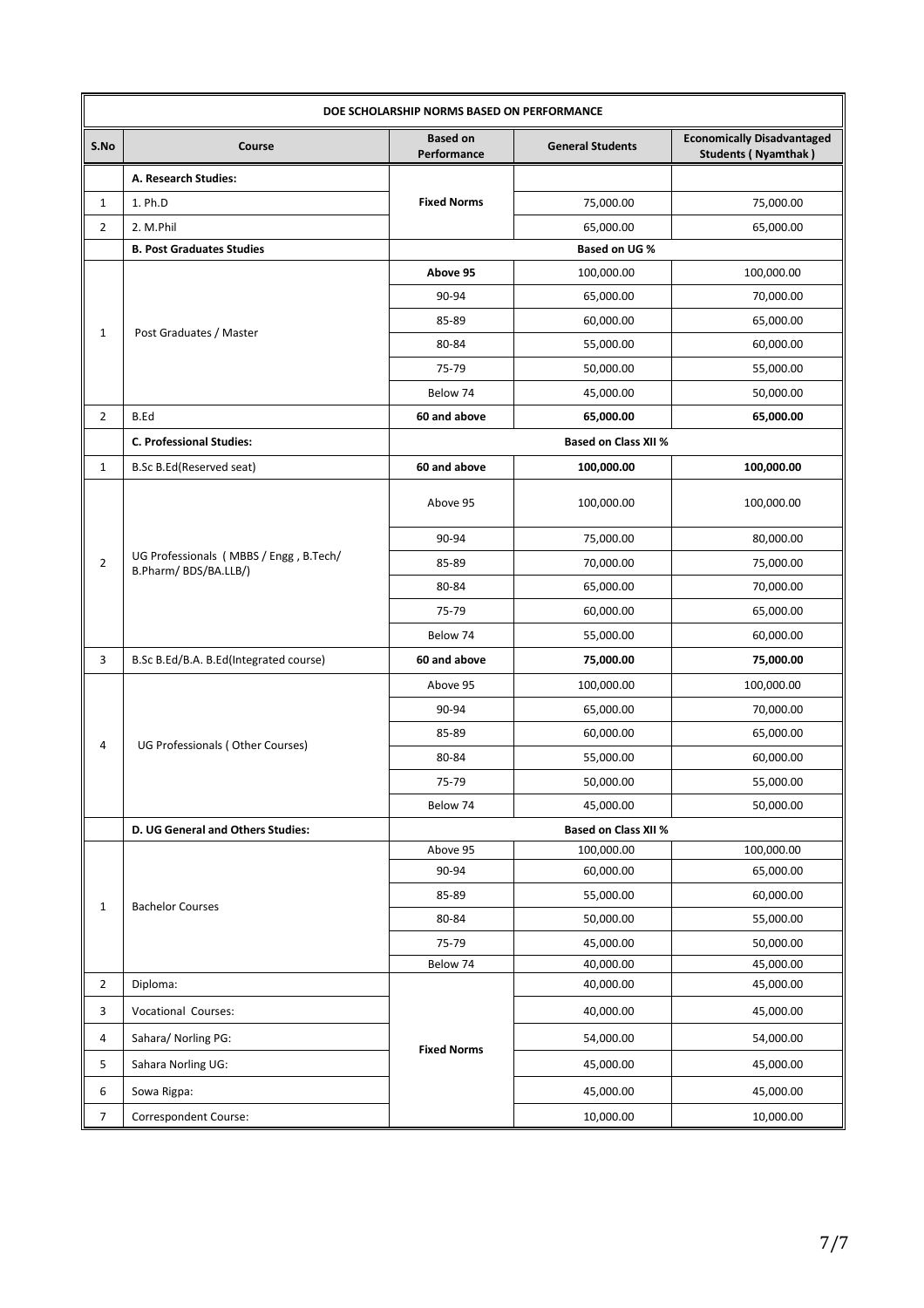| DOE SCHOLARSHIP NORMS BASED ON PERFORMANCE | | | | |
|---|---|---|---|---|
| **S.No** | **Course** | **Based on Performance** | **General Students** | **Economically Disadvantaged Students ( Nyamthak )** |
| | **A. Research Studies:** | **Fixed Norms** | | |
| 1 | 1. Ph.D | | 75,000.00 | 75,000.00 |
| 2 | 2. M.Phil | | 65,000.00 | 65,000.00 |
| | **B. Post Graduates Studies** | **Based on UG %** | | |
| 1 | Post Graduates / Master | **Above 95** | 100,000.00 | 100,000.00 |
| | | 90-94 | 65,000.00 | 70,000.00 |
| | | 85-89 | 60,000.00 | 65,000.00 |
| | | 80-84 | 55,000.00 | 60,000.00 |
| | | 75-79 | 50,000.00 | 55,000.00 |
| | | Below 74 | 45,000.00 | 50,000.00 |
| 2 | B.Ed | **60 and above** | **65,000.00** | **65,000.00** |
| | **C. Professional Studies:** | **Based on Class XII %** | | |
| 1 | B.Sc B.Ed(Reserved seat) | **60 and above** | **100,000.00** | **100,000.00** |
| 2 | UG Professionals ( MBBS / Engg , B.Tech/ B.Pharm/ BDS/BA.LLB/) | Above 95 | 100,000.00 | 100,000.00 |
| | | 90-94 | 75,000.00 | 80,000.00 |
| | | 85-89 | 70,000.00 | 75,000.00 |
| | | 80-84 | 65,000.00 | 70,000.00 |
| | | 75-79 | 60,000.00 | 65,000.00 |
| | | Below 74 | 55,000.00 | 60,000.00 |
| 3 | B.Sc B.Ed/B.A. B.Ed(Integrated course) | **60 and above** | **75,000.00** | **75,000.00** |
| 4 | UG Professionals ( Other Courses) | Above 95 | 100,000.00 | 100,000.00 |
| | | 90-94 | 65,000.00 | 70,000.00 |
| | | 85-89 | 60,000.00 | 65,000.00 |
| | | 80-84 | 55,000.00 | 60,000.00 |
| | | 75-79 | 50,000.00 | 55,000.00 |
| | | Below 74 | 45,000.00 | 50,000.00 |
| | **D. UG General and Others Studies:** | **Based on Class XII %** | | |
| 1 | Bachelor Courses | Above 95 | 100,000.00 | 100,000.00 |
| | | 90-94 | 60,000.00 | 65,000.00 |
| | | 85-89 | 55,000.00 | 60,000.00 |
| | | 80-84 | 50,000.00 | 55,000.00 |
| | | 75-79 | 45,000.00 | 50,000.00 |
| | | Below 74 | 40,000.00 | 45,000.00 |
| 2 | Diploma: | **Fixed Norms** | 40,000.00 | 45,000.00 |
| 3 | Vocational Courses: | | 40,000.00 | 45,000.00 |
| 4 | Sahara/ Norling PG: | | 54,000.00 | 54,000.00 |
| 5 | Sahara Norling UG: | | 45,000.00 | 45,000.00 |
| 6 | Sowa Rigpa: | | 45,000.00 | 45,000.00 |
| 7 | Correspondent Course: | | 10,000.00 | 10,000.00 |